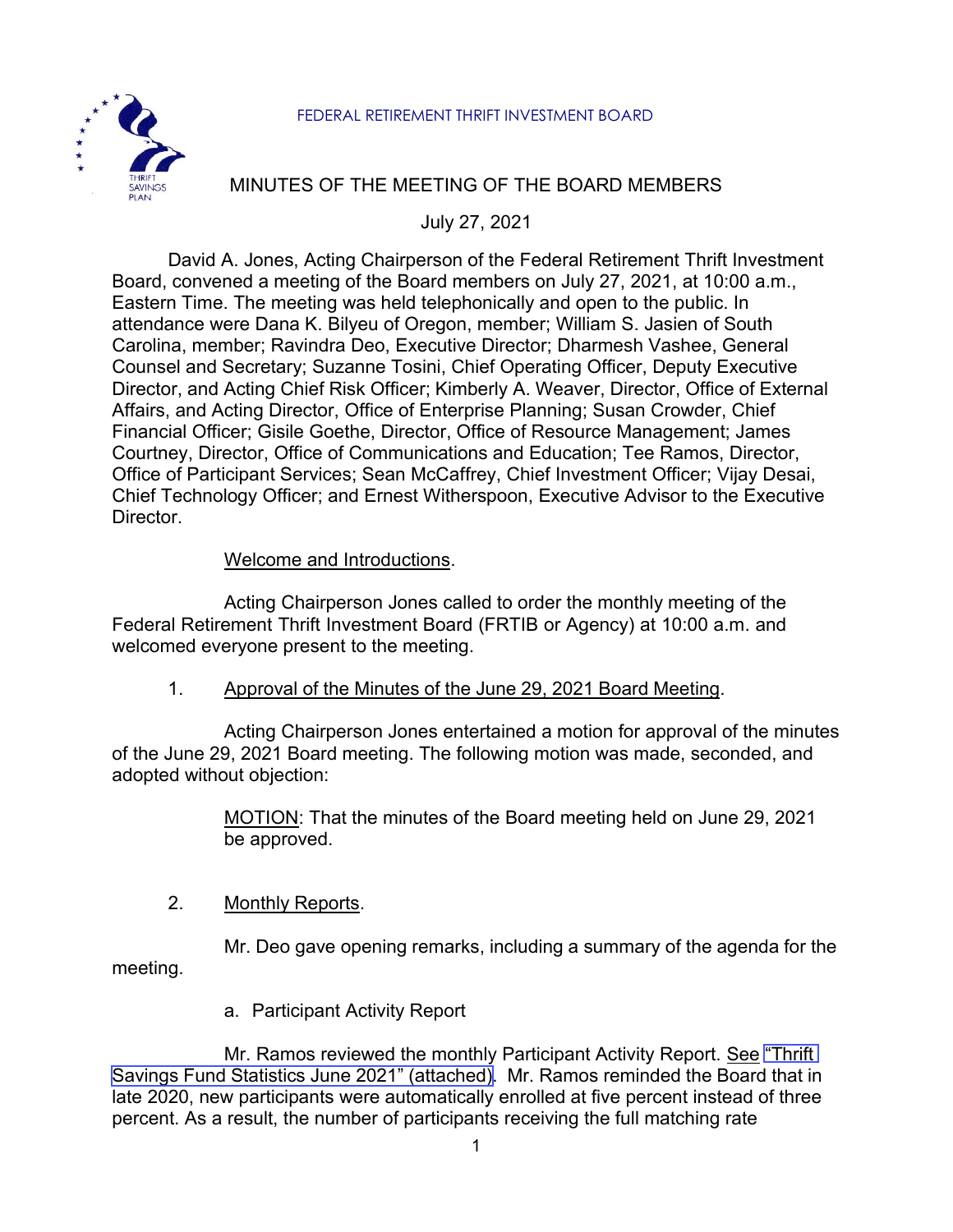FEDERAL RETIREMENT THRIFT INVESTMENT BOARD

# MINUTES OF THE MEETING OF THE BOARD MEMBERS

July 27, 2021

David A. Jones, Acting Chairperson of the Federal Retirement Thrift Investment Board, convened a meeting of the Board members on July 27, 2021, at 10:00 a.m., Eastern Time. The meeting was held telephonically and open to the public. In attendance were Dana K. Bilyeu of Oregon, member; William S. Jasien of South Carolina, member; Ravindra Deo, Executive Director; Dharmesh Vashee, General Counsel and Secretary; Suzanne Tosini, Chief Operating Officer, Deputy Executive Director, and Acting Chief Risk Officer; Kimberly A. Weaver, Director, Office of External Affairs, and Acting Director, Office of Enterprise Planning; Susan Crowder, Chief Financial Officer; Gisile Goethe, Director, Office of Resource Management; James Courtney, Director, Office of Communications and Education; Tee Ramos, Director, Office of Participant Services; Sean McCaffrey, Chief Investment Officer; Vijay Desai, Chief Technology Officer; and Ernest Witherspoon, Executive Advisor to the Executive Director.

Welcome and Introductions.

Acting Chairperson Jones called to order the monthly meeting of the Federal Retirement Thrift Investment Board (FRTIB or Agency) at 10:00 a.m. and welcomed everyone present to the meeting.

1. Approval of the Minutes of the June 29, 2021 Board Meeting.

Acting Chairperson Jones entertained a motion for approval of the minutes of the June 29, 2021 Board meeting. The following motion was made, seconded, and adopted without objection:

> MOTION: That the minutes of the Board meeting held on June 29, 2021 be approved.

2. Monthly Reports.

Mr. Deo gave opening remarks, including a summary of the agenda for the meeting.

a. Participant Activity Report

Mr. Ramos reviewed the monthly Participant Activity Report. See "Thrift Savings Fund Statistics June 2021" (attached). Mr. Ramos reminded the Board that in late 2020, new participants were automatically enrolled at five percent instead of three percent. As a result, the number of participants receiving the full matching rate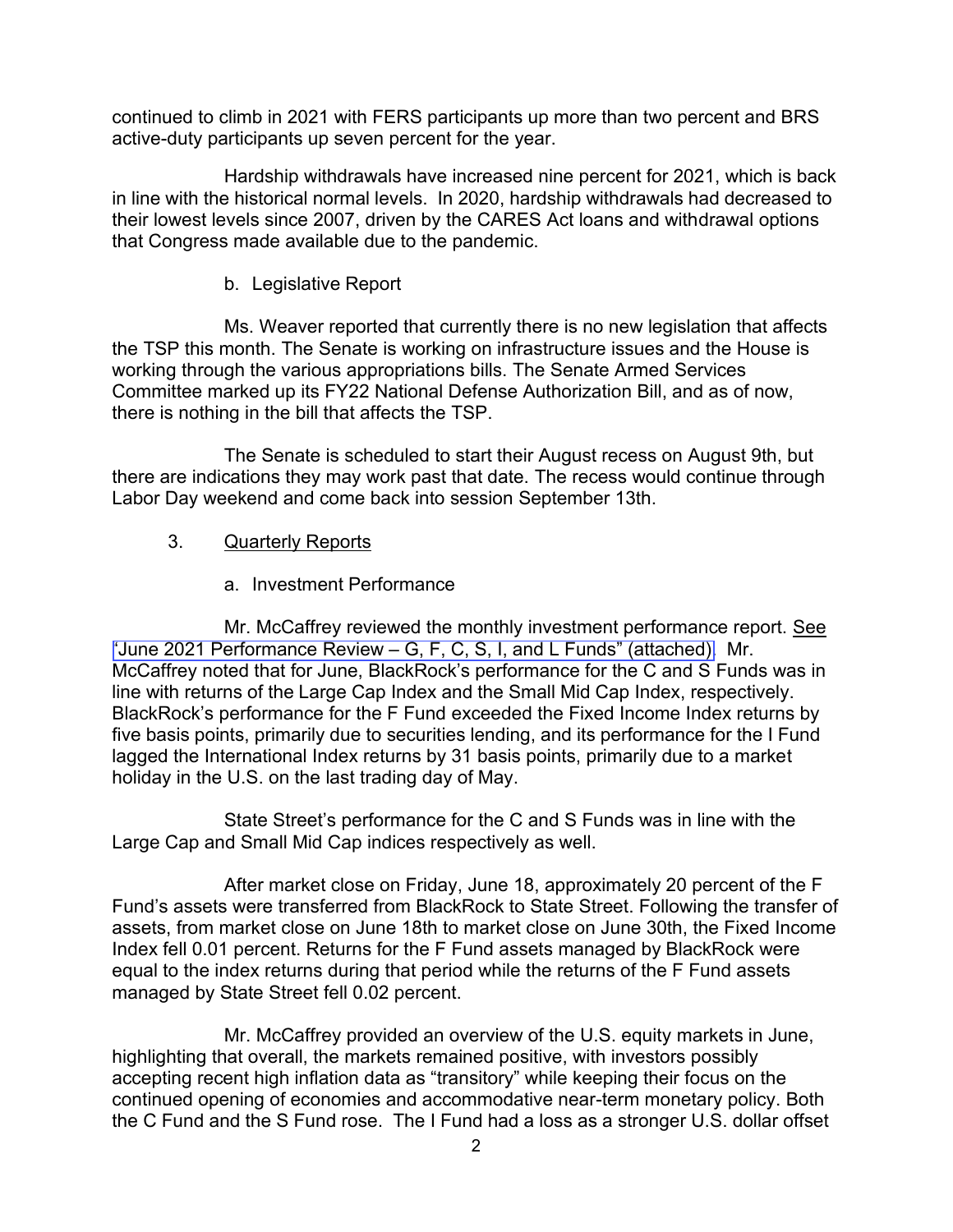continued to climb in 2021 with FERS participants up more than two percent and BRS active-duty participants up seven percent for the year.

Hardship withdrawals have increased nine percent for 2021, which is back in line with the historical normal levels. In 2020, hardship withdrawals had decreased to their lowest levels since 2007, driven by the CARES Act loans and withdrawal options that Congress made available due to the pandemic.

b. Legislative Report

Ms. Weaver reported that currently there is no new legislation that affects the TSP this month. The Senate is working on infrastructure issues and the House is working through the various appropriations bills. The Senate Armed Services Committee marked up its FY22 National Defense Authorization Bill, and as of now, there is nothing in the bill that affects the TSP.

The Senate is scheduled to start their August recess on August 9th, but there are indications they may work past that date. The recess would continue through Labor Day weekend and come back into session September 13th.

3. Quarterly Reports

a. Investment Performance

Mr. McCaffrey reviewed the monthly investment performance report. See "June 2021 Performance Review – G, F, C, S, I, and L Funds" (attached). Mr. McCaffrey noted that for June, BlackRock's performance for the C and S Funds was in line with returns of the Large Cap Index and the Small Mid Cap Index, respectively. BlackRock's performance for the F Fund exceeded the Fixed Income Index returns by five basis points, primarily due to securities lending, and its performance for the I Fund lagged the International Index returns by 31 basis points, primarily due to a market holiday in the U.S. on the last trading day of May.

State Street's performance for the C and S Funds was in line with the Large Cap and Small Mid Cap indices respectively as well.

After market close on Friday, June 18, approximately 20 percent of the F Fund's assets were transferred from BlackRock to State Street. Following the transfer of assets, from market close on June 18th to market close on June 30th, the Fixed Income Index fell 0.01 percent. Returns for the F Fund assets managed by BlackRock were equal to the index returns during that period while the returns of the F Fund assets managed by State Street fell 0.02 percent.

Mr. McCaffrey provided an overview of the U.S. equity markets in June, highlighting that overall, the markets remained positive, with investors possibly accepting recent high inflation data as "transitory" while keeping their focus on the continued opening of economies and accommodative near-term monetary policy. Both the C Fund and the S Fund rose. The I Fund had a loss as a stronger U.S. dollar offset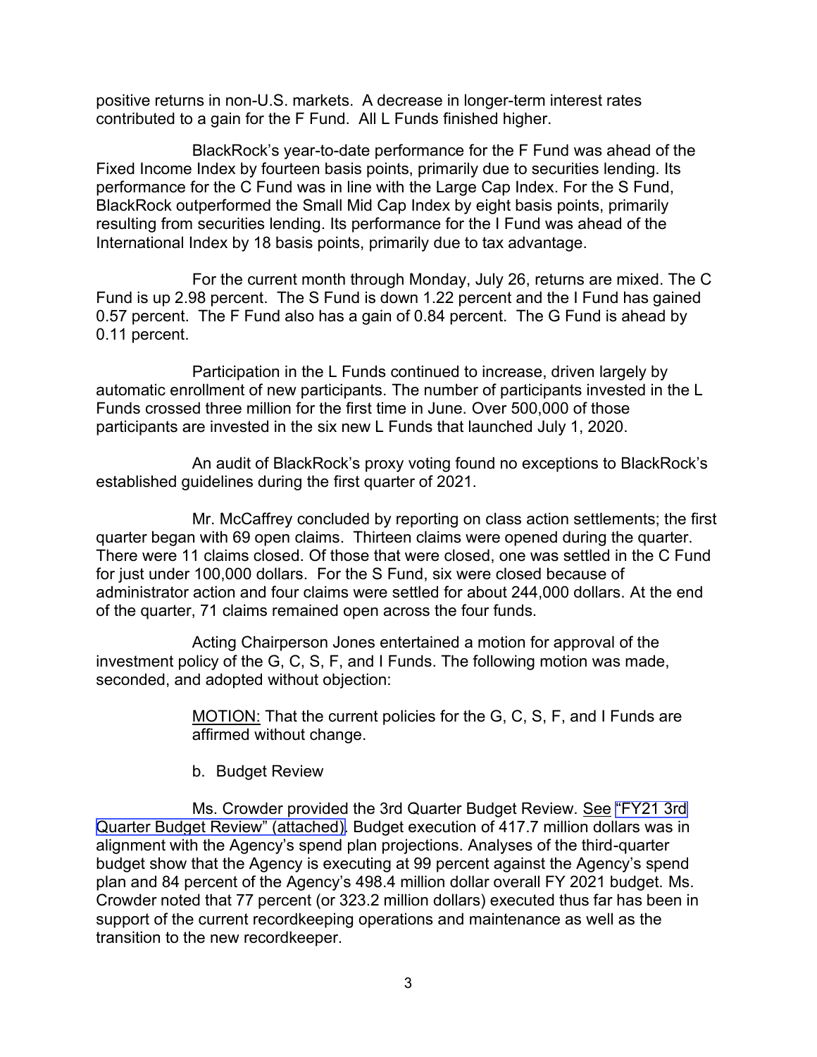positive returns in non-U.S. markets. A decrease in longer-term interest rates contributed to a gain for the F Fund. All L Funds finished higher.

BlackRock's year-to-date performance for the F Fund was ahead of the Fixed Income Index by fourteen basis points, primarily due to securities lending. Its performance for the C Fund was in line with the Large Cap Index. For the S Fund, BlackRock outperformed the Small Mid Cap Index by eight basis points, primarily resulting from securities lending. Its performance for the I Fund was ahead of the International Index by 18 basis points, primarily due to tax advantage.

For the current month through Monday, July 26, returns are mixed. The C Fund is up 2.98 percent. The S Fund is down 1.22 percent and the I Fund has gained 0.57 percent. The F Fund also has a gain of 0.84 percent. The G Fund is ahead by 0.11 percent.

Participation in the L Funds continued to increase, driven largely by automatic enrollment of new participants. The number of participants invested in the L Funds crossed three million for the first time in June. Over 500,000 of those participants are invested in the six new L Funds that launched July 1, 2020.

An audit of BlackRock's proxy voting found no exceptions to BlackRock's established guidelines during the first quarter of 2021.

Mr. McCaffrey concluded by reporting on class action settlements; the first quarter began with 69 open claims. Thirteen claims were opened during the quarter. There were 11 claims closed. Of those that were closed, one was settled in the C Fund for just under 100,000 dollars. For the S Fund, six were closed because of administrator action and four claims were settled for about 244,000 dollars. At the end of the quarter, 71 claims remained open across the four funds.

Acting Chairperson Jones entertained a motion for approval of the investment policy of the G, C, S, F, and I Funds. The following motion was made, seconded, and adopted without objection:

> MOTION: That the current policies for the G, C, S, F, and I Funds are affirmed without change.

b. Budget Review

Ms. Crowder provided the 3rd Quarter Budget Review. See "FY21 3rd Quarter Budget Review" (attached). Budget execution of 417.7 million dollars was in alignment with the Agency's spend plan projections. Analyses of the third-quarter budget show that the Agency is executing at 99 percent against the Agency's spend plan and 84 percent of the Agency's 498.4 million dollar overall FY 2021 budget. Ms. Crowder noted that 77 percent (or 323.2 million dollars) executed thus far has been in support of the current recordkeeping operations and maintenance as well as the transition to the new recordkeeper.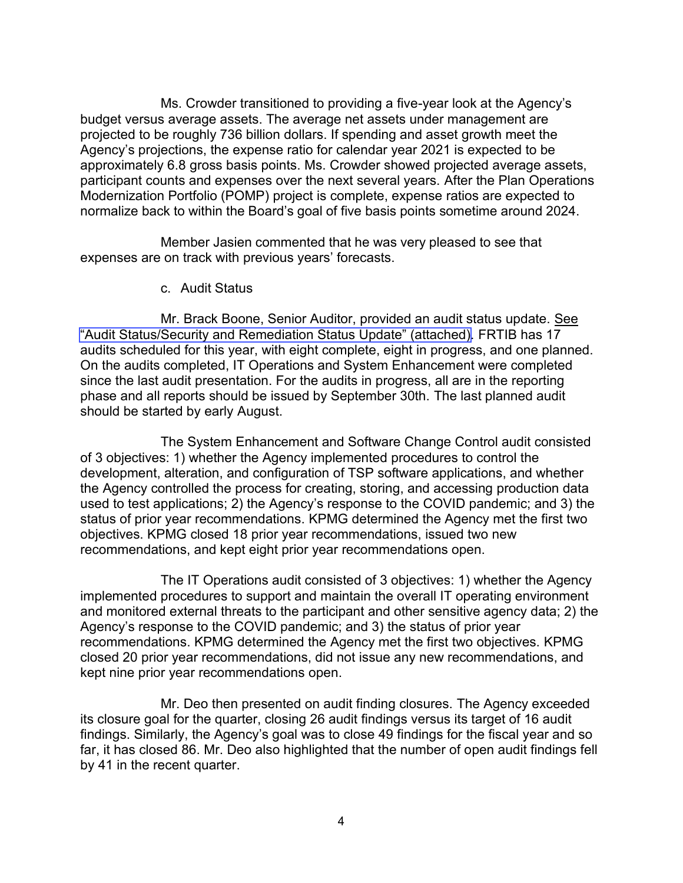Ms. Crowder transitioned to providing a five-year look at the Agency's budget versus average assets. The average net assets under management are projected to be roughly 736 billion dollars. If spending and asset growth meet the Agency's projections, the expense ratio for calendar year 2021 is expected to be approximately 6.8 gross basis points. Ms. Crowder showed projected average assets, participant counts and expenses over the next several years. After the Plan Operations Modernization Portfolio (POMP) project is complete, expense ratios are expected to normalize back to within the Board's goal of five basis points sometime around 2024.

Member Jasien commented that he was very pleased to see that expenses are on track with previous years' forecasts.

c. Audit Status

Mr. Brack Boone, Senior Auditor, provided an audit status update. See "Audit Status/Security and Remediation Status Update" (attached). FRTIB has 17 audits scheduled for this year, with eight complete, eight in progress, and one planned. On the audits completed, IT Operations and System Enhancement were completed since the last audit presentation. For the audits in progress, all are in the reporting phase and all reports should be issued by September 30th. The last planned audit should be started by early August.

The System Enhancement and Software Change Control audit consisted of 3 objectives: 1) whether the Agency implemented procedures to control the development, alteration, and configuration of TSP software applications, and whether the Agency controlled the process for creating, storing, and accessing production data used to test applications; 2) the Agency's response to the COVID pandemic; and 3) the status of prior year recommendations. KPMG determined the Agency met the first two objectives. KPMG closed 18 prior year recommendations, issued two new recommendations, and kept eight prior year recommendations open.

The IT Operations audit consisted of 3 objectives: 1) whether the Agency implemented procedures to support and maintain the overall IT operating environment and monitored external threats to the participant and other sensitive agency data; 2) the Agency's response to the COVID pandemic; and 3) the status of prior year recommendations. KPMG determined the Agency met the first two objectives. KPMG closed 20 prior year recommendations, did not issue any new recommendations, and kept nine prior year recommendations open.

Mr. Deo then presented on audit finding closures. The Agency exceeded its closure goal for the quarter, closing 26 audit findings versus its target of 16 audit findings. Similarly, the Agency's goal was to close 49 findings for the fiscal year and so far, it has closed 86. Mr. Deo also highlighted that the number of open audit findings fell by 41 in the recent quarter.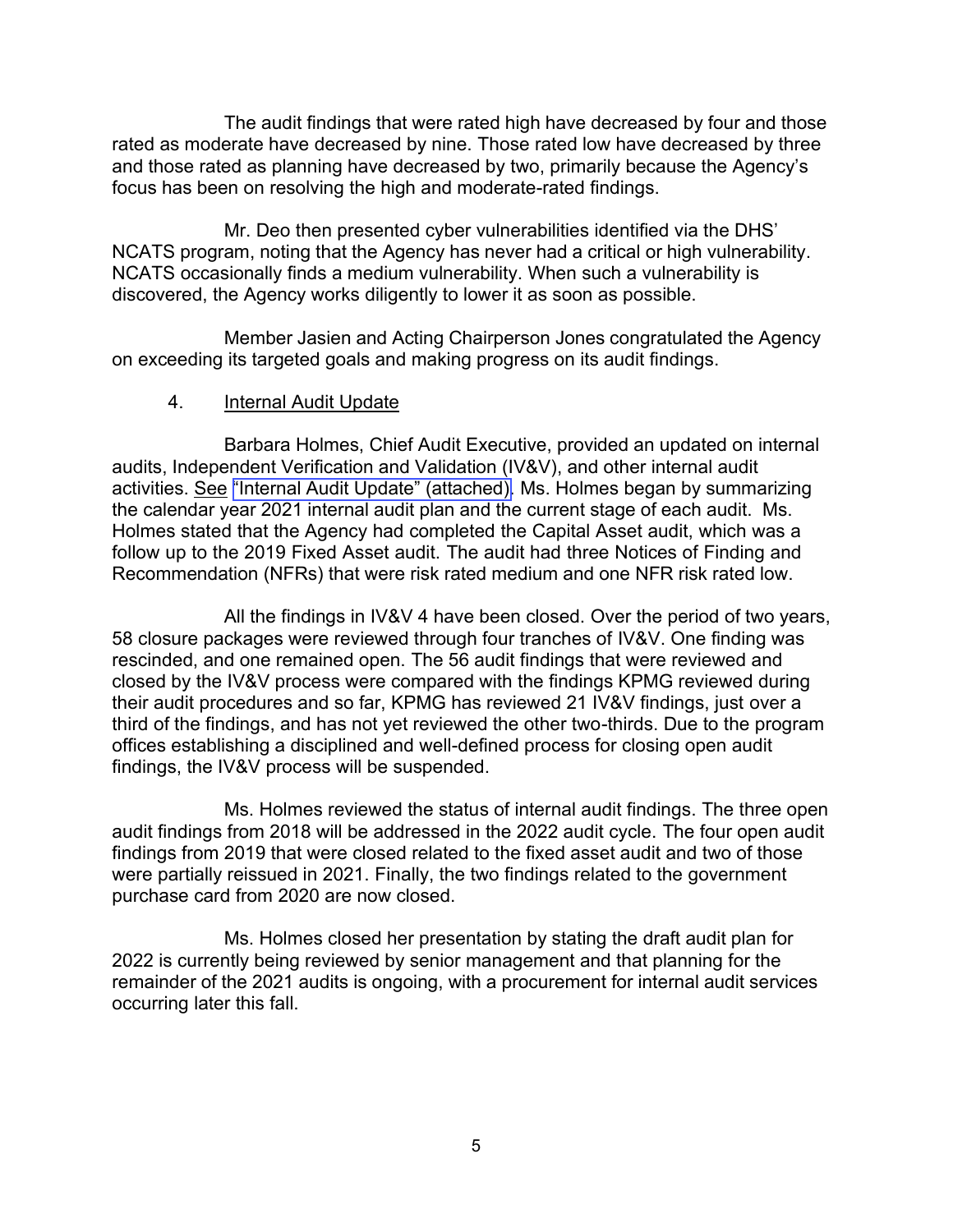The audit findings that were rated high have decreased by four and those rated as moderate have decreased by nine. Those rated low have decreased by three and those rated as planning have decreased by two, primarily because the Agency's focus has been on resolving the high and moderate-rated findings.

Mr. Deo then presented cyber vulnerabilities identified via the DHS' NCATS program, noting that the Agency has never had a critical or high vulnerability. NCATS occasionally finds a medium vulnerability. When such a vulnerability is discovered, the Agency works diligently to lower it as soon as possible.

Member Jasien and Acting Chairperson Jones congratulated the Agency on exceeding its targeted goals and making progress on its audit findings.

4. Internal Audit Update

Barbara Holmes, Chief Audit Executive, provided an updated on internal audits, Independent Verification and Validation (IV&V), and other internal audit activities. See "Internal Audit Update" (attached). Ms. Holmes began by summarizing the calendar year 2021 internal audit plan and the current stage of each audit. Ms. Holmes stated that the Agency had completed the Capital Asset audit, which was a follow up to the 2019 Fixed Asset audit. The audit had three Notices of Finding and Recommendation (NFRs) that were risk rated medium and one NFR risk rated low.

All the findings in IV&V 4 have been closed. Over the period of two years, 58 closure packages were reviewed through four tranches of IV&V. One finding was rescinded, and one remained open. The 56 audit findings that were reviewed and closed by the IV&V process were compared with the findings KPMG reviewed during their audit procedures and so far, KPMG has reviewed 21 IV&V findings, just over a third of the findings, and has not yet reviewed the other two-thirds. Due to the program offices establishing a disciplined and well-defined process for closing open audit findings, the IV&V process will be suspended.

Ms. Holmes reviewed the status of internal audit findings. The three open audit findings from 2018 will be addressed in the 2022 audit cycle. The four open audit findings from 2019 that were closed related to the fixed asset audit and two of those were partially reissued in 2021. Finally, the two findings related to the government purchase card from 2020 are now closed.

Ms. Holmes closed her presentation by stating the draft audit plan for 2022 is currently being reviewed by senior management and that planning for the remainder of the 2021 audits is ongoing, with a procurement for internal audit services occurring later this fall.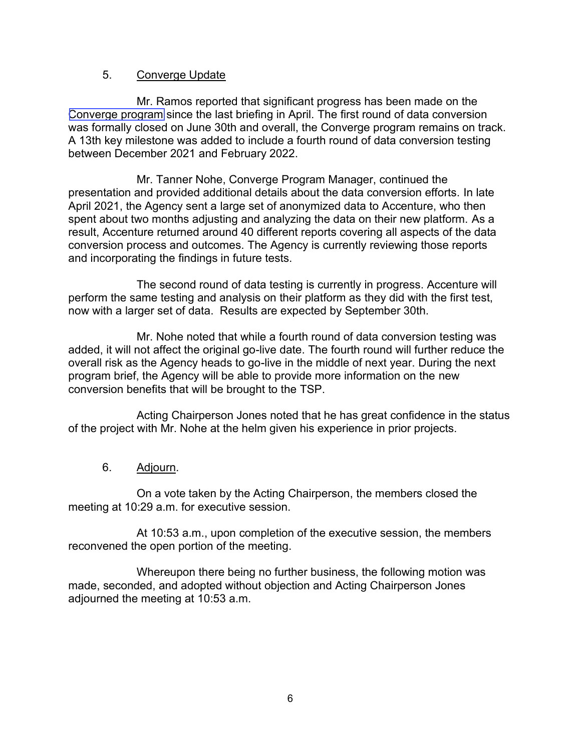5. Converge Update

Mr. Ramos reported that significant progress has been made on the Converge program since the last briefing in April. The first round of data conversion was formally closed on June 30th and overall, the Converge program remains on track. A 13th key milestone was added to include a fourth round of data conversion testing between December 2021 and February 2022.

Mr. Tanner Nohe, Converge Program Manager, continued the presentation and provided additional details about the data conversion efforts. In late April 2021, the Agency sent a large set of anonymized data to Accenture, who then spent about two months adjusting and analyzing the data on their new platform. As a result, Accenture returned around 40 different reports covering all aspects of the data conversion process and outcomes. The Agency is currently reviewing those reports and incorporating the findings in future tests.

The second round of data testing is currently in progress. Accenture will perform the same testing and analysis on their platform as they did with the first test, now with a larger set of data. Results are expected by September 30th.

Mr. Nohe noted that while a fourth round of data conversion testing was added, it will not affect the original go-live date. The fourth round will further reduce the overall risk as the Agency heads to go-live in the middle of next year. During the next program brief, the Agency will be able to provide more information on the new conversion benefits that will be brought to the TSP.

Acting Chairperson Jones noted that he has great confidence in the status of the project with Mr. Nohe at the helm given his experience in prior projects.

6. Adjourn.

On a vote taken by the Acting Chairperson, the members closed the meeting at 10:29 a.m. for executive session.

At 10:53 a.m., upon completion of the executive session, the members reconvened the open portion of the meeting.

Whereupon there being no further business, the following motion was made, seconded, and adopted without objection and Acting Chairperson Jones adjourned the meeting at 10:53 a.m.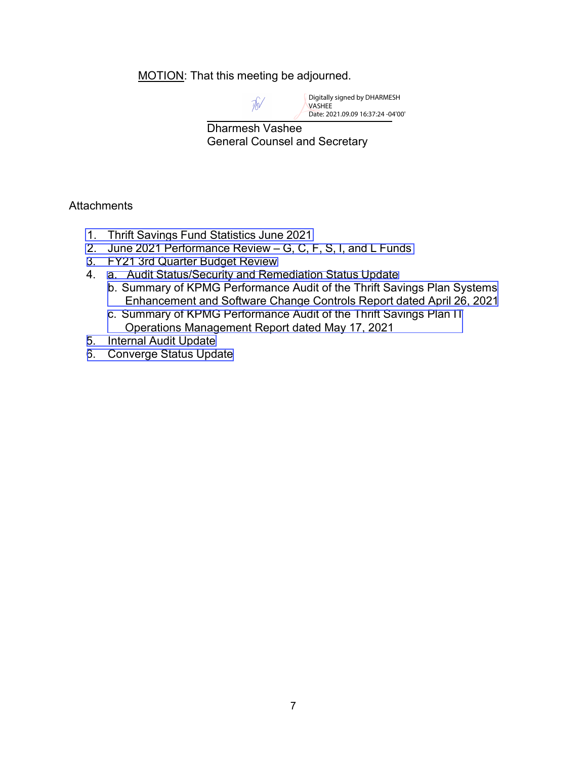MOTION: That this meeting be adjourned.

Digitally signed by DHARMESH VASHEE
Date: 2021.09.09 16:37:24 -04'00'

Dharmesh Vashee
General Counsel and Secretary

Attachments

1. Thrift Savings Fund Statistics June 2021
2. June 2021 Performance Review – G, C, F, S, I, and L Funds
3. FY21 3rd Quarter Budget Review
4. a. Audit Status/Security and Remediation Status Update
   b. Summary of KPMG Performance Audit of the Thrift Savings Plan Systems Enhancement and Software Change Controls Report dated April 26, 2021
   c. Summary of KPMG Performance Audit of the Thrift Savings Plan IT Operations Management Report dated May 17, 2021
5. Internal Audit Update
6. Converge Status Update